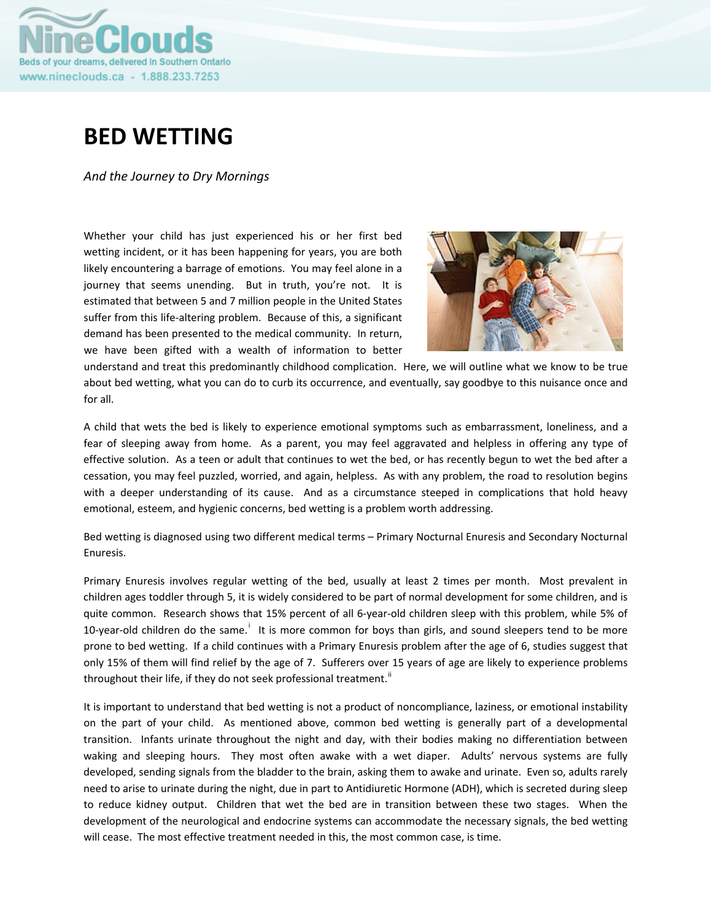# BED WETTING

*And the Journey to Dry Mornings*

Whether your child has just experienced his or her first bed wetting incident, or it has been happening for years, you are both likely encountering a barrage of emotions. You may feel alone in a journey that seems unending. But in truth, you're not. It is estimated that between 5 and 7 million people in the United States suffer from this life-altering problem. Because of this, a significant demand has been presented to the medical community. In return, we have been gifted with a wealth of information to better understand and treat this predominantly childhood complication. Here, we will outline what we know to be true about bed wetting, what you can do to curb its occurrence, and eventually, say goodbye to this nuisance once and for all.

A child that wets the bed is likely to experience emotional symptoms such as embarrassment, loneliness, and a fear of sleeping away from home. As a parent, you may feel aggravated and helpless in offering any type of effective solution. As a teen or adult that continues to wet the bed, or has recently begun to wet the bed after a cessation, you may feel puzzled, worried, and again, helpless. As with any problem, the road to resolution begins with a deeper understanding of its cause. And as a circumstance steeped in complications that hold heavy emotional, esteem, and hygienic concerns, bed wetting is a problem worth addressing.

Bed wetting is diagnosed using two different medical terms – Primary Nocturnal Enuresis and Secondary Nocturnal Enuresis.

Primary Enuresis involves regular wetting of the bed, usually at least 2 times per month. Most prevalent in children ages toddler through 5, it is widely considered to be part of normal development for some children, and is quite common. Research shows that 15% percent of all 6-year-old children sleep with this problem, while 5% of 10-year-old children do the same.[i] It is more common for boys than girls, and sound sleepers tend to be more prone to bed wetting. If a child continues with a Primary Enuresis problem after the age of 6, studies suggest that only 15% of them will find relief by the age of 7. Sufferers over 15 years of age are likely to experience problems throughout their life, if they do not seek professional treatment.[ii]

It is important to understand that bed wetting is not a product of noncompliance, laziness, or emotional instability on the part of your child. As mentioned above, common bed wetting is generally part of a developmental transition. Infants urinate throughout the night and day, with their bodies making no differentiation between waking and sleeping hours. They most often awake with a wet diaper. Adults' nervous systems are fully developed, sending signals from the bladder to the brain, asking them to awake and urinate. Even so, adults rarely need to arise to urinate during the night, due in part to Antidiuretic Hormone (ADH), which is secreted during sleep to reduce kidney output. Children that wet the bed are in transition between these two stages. When the development of the neurological and endocrine systems can accommodate the necessary signals, the bed wetting will cease. The most effective treatment needed in this, the most common case, is time.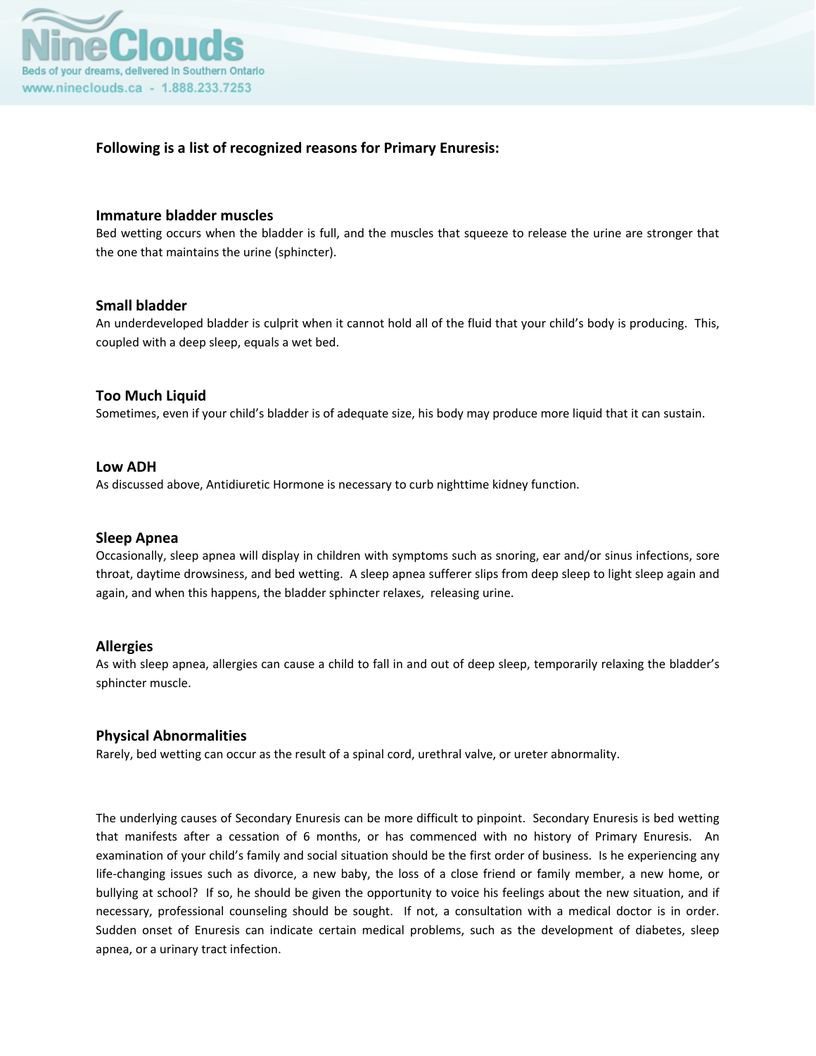## Following is a list of recognized reasons for Primary Enuresis:

### Immature bladder muscles

Bed wetting occurs when the bladder is full, and the muscles that squeeze to release the urine are stronger that the one that maintains the urine (sphincter).

### Small bladder

An underdeveloped bladder is culprit when it cannot hold all of the fluid that your child's body is producing. This, coupled with a deep sleep, equals a wet bed.

### Too Much Liquid

Sometimes, even if your child's bladder is of adequate size, his body may produce more liquid that it can sustain.

### Low ADH

As discussed above, Antidiuretic Hormone is necessary to curb nighttime kidney function.

### Sleep Apnea

Occasionally, sleep apnea will display in children with symptoms such as snoring, ear and/or sinus infections, sore throat, daytime drowsiness, and bed wetting. A sleep apnea sufferer slips from deep sleep to light sleep again and again, and when this happens, the bladder sphincter relaxes, releasing urine.

### Allergies

As with sleep apnea, allergies can cause a child to fall in and out of deep sleep, temporarily relaxing the bladder's sphincter muscle.

### Physical Abnormalities

Rarely, bed wetting can occur as the result of a spinal cord, urethral valve, or ureter abnormality.

The underlying causes of Secondary Enuresis can be more difficult to pinpoint. Secondary Enuresis is bed wetting that manifests after a cessation of 6 months, or has commenced with no history of Primary Enuresis. An examination of your child's family and social situation should be the first order of business. Is he experiencing any life-changing issues such as divorce, a new baby, the loss of a close friend or family member, a new home, or bullying at school? If so, he should be given the opportunity to voice his feelings about the new situation, and if necessary, professional counseling should be sought. If not, a consultation with a medical doctor is in order. Sudden onset of Enuresis can indicate certain medical problems, such as the development of diabetes, sleep apnea, or a urinary tract infection.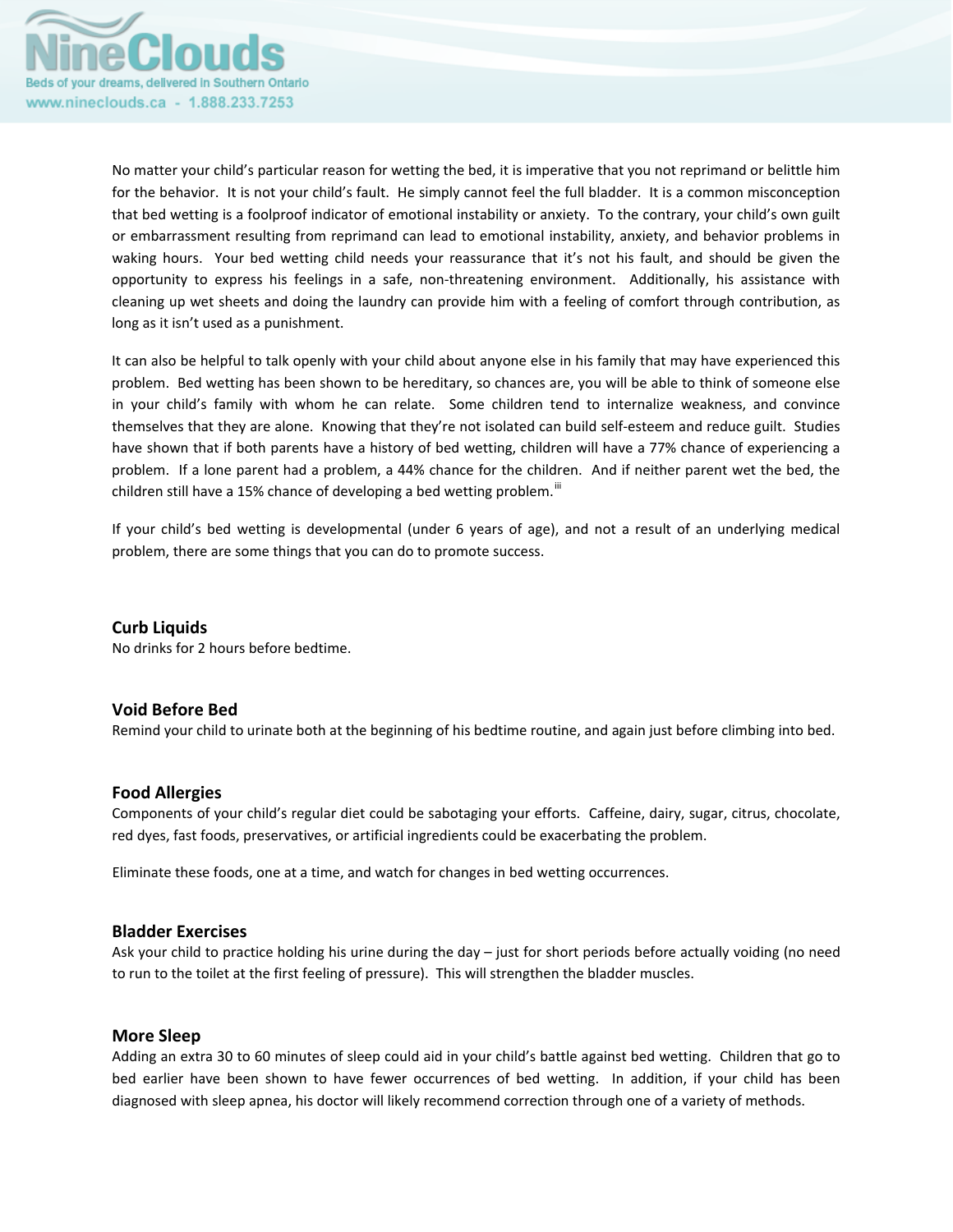No matter your child's particular reason for wetting the bed, it is imperative that you not reprimand or belittle him for the behavior. It is not your child's fault. He simply cannot feel the full bladder. It is a common misconception that bed wetting is a foolproof indicator of emotional instability or anxiety. To the contrary, your child's own guilt or embarrassment resulting from reprimand can lead to emotional instability, anxiety, and behavior problems in waking hours. Your bed wetting child needs your reassurance that it's not his fault, and should be given the opportunity to express his feelings in a safe, non-threatening environment. Additionally, his assistance with cleaning up wet sheets and doing the laundry can provide him with a feeling of comfort through contribution, as long as it isn't used as a punishment.

It can also be helpful to talk openly with your child about anyone else in his family that may have experienced this problem. Bed wetting has been shown to be hereditary, so chances are, you will be able to think of someone else in your child's family with whom he can relate. Some children tend to internalize weakness, and convince themselves that they are alone. Knowing that they're not isolated can build self-esteem and reduce guilt. Studies have shown that if both parents have a history of bed wetting, children will have a 77% chance of experiencing a problem. If a lone parent had a problem, a 44% chance for the children. And if neither parent wet the bed, the children still have a 15% chance of developing a bed wetting problem.[iii]

If your child's bed wetting is developmental (under 6 years of age), and not a result of an underlying medical problem, there are some things that you can do to promote success.

### Curb Liquids

No drinks for 2 hours before bedtime.

### Void Before Bed

Remind your child to urinate both at the beginning of his bedtime routine, and again just before climbing into bed.

### Food Allergies

Components of your child's regular diet could be sabotaging your efforts. Caffeine, dairy, sugar, citrus, chocolate, red dyes, fast foods, preservatives, or artificial ingredients could be exacerbating the problem.

Eliminate these foods, one at a time, and watch for changes in bed wetting occurrences.

### Bladder Exercises

Ask your child to practice holding his urine during the day – just for short periods before actually voiding (no need to run to the toilet at the first feeling of pressure). This will strengthen the bladder muscles.

### More Sleep

Adding an extra 30 to 60 minutes of sleep could aid in your child's battle against bed wetting. Children that go to bed earlier have been shown to have fewer occurrences of bed wetting. In addition, if your child has been diagnosed with sleep apnea, his doctor will likely recommend correction through one of a variety of methods.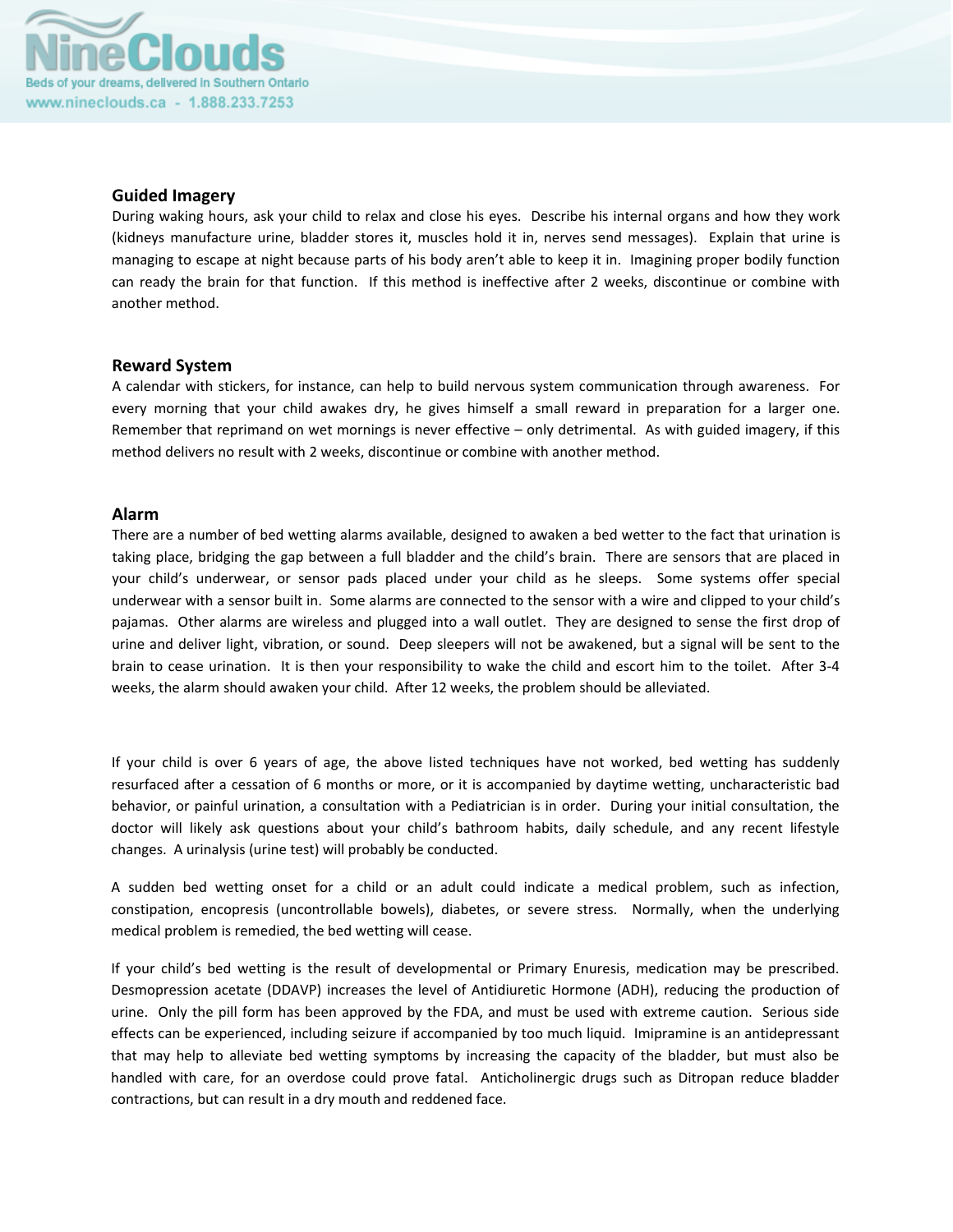## Guided Imagery

During waking hours, ask your child to relax and close his eyes. Describe his internal organs and how they work (kidneys manufacture urine, bladder stores it, muscles hold it in, nerves send messages). Explain that urine is managing to escape at night because parts of his body aren't able to keep it in. Imagining proper bodily function can ready the brain for that function. If this method is ineffective after 2 weeks, discontinue or combine with another method.

## Reward System

A calendar with stickers, for instance, can help to build nervous system communication through awareness. For every morning that your child awakes dry, he gives himself a small reward in preparation for a larger one. Remember that reprimand on wet mornings is never effective – only detrimental. As with guided imagery, if this method delivers no result with 2 weeks, discontinue or combine with another method.

## Alarm

There are a number of bed wetting alarms available, designed to awaken a bed wetter to the fact that urination is taking place, bridging the gap between a full bladder and the child's brain. There are sensors that are placed in your child's underwear, or sensor pads placed under your child as he sleeps. Some systems offer special underwear with a sensor built in. Some alarms are connected to the sensor with a wire and clipped to your child's pajamas. Other alarms are wireless and plugged into a wall outlet. They are designed to sense the first drop of urine and deliver light, vibration, or sound. Deep sleepers will not be awakened, but a signal will be sent to the brain to cease urination. It is then your responsibility to wake the child and escort him to the toilet. After 3-4 weeks, the alarm should awaken your child. After 12 weeks, the problem should be alleviated.

If your child is over 6 years of age, the above listed techniques have not worked, bed wetting has suddenly resurfaced after a cessation of 6 months or more, or it is accompanied by daytime wetting, uncharacteristic bad behavior, or painful urination, a consultation with a Pediatrician is in order. During your initial consultation, the doctor will likely ask questions about your child's bathroom habits, daily schedule, and any recent lifestyle changes. A urinalysis (urine test) will probably be conducted.

A sudden bed wetting onset for a child or an adult could indicate a medical problem, such as infection, constipation, encopresis (uncontrollable bowels), diabetes, or severe stress. Normally, when the underlying medical problem is remedied, the bed wetting will cease.

If your child's bed wetting is the result of developmental or Primary Enuresis, medication may be prescribed. Desmopression acetate (DDAVP) increases the level of Antidiuretic Hormone (ADH), reducing the production of urine. Only the pill form has been approved by the FDA, and must be used with extreme caution. Serious side effects can be experienced, including seizure if accompanied by too much liquid. Imipramine is an antidepressant that may help to alleviate bed wetting symptoms by increasing the capacity of the bladder, but must also be handled with care, for an overdose could prove fatal. Anticholinergic drugs such as Ditropan reduce bladder contractions, but can result in a dry mouth and reddened face.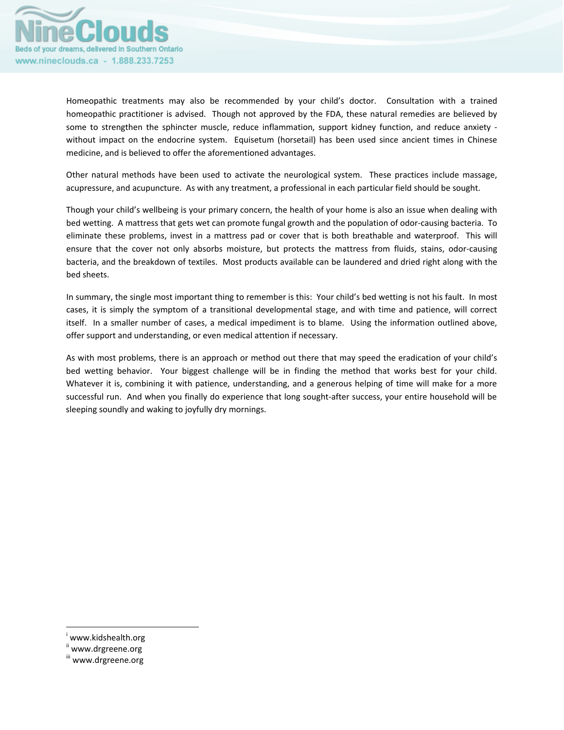Homeopathic treatments may also be recommended by your child's doctor. Consultation with a trained homeopathic practitioner is advised. Though not approved by the FDA, these natural remedies are believed by some to strengthen the sphincter muscle, reduce inflammation, support kidney function, and reduce anxiety - without impact on the endocrine system. Equisetum (horsetail) has been used since ancient times in Chinese medicine, and is believed to offer the aforementioned advantages.

Other natural methods have been used to activate the neurological system. These practices include massage, acupressure, and acupuncture. As with any treatment, a professional in each particular field should be sought.

Though your child's wellbeing is your primary concern, the health of your home is also an issue when dealing with bed wetting. A mattress that gets wet can promote fungal growth and the population of odor-causing bacteria. To eliminate these problems, invest in a mattress pad or cover that is both breathable and waterproof. This will ensure that the cover not only absorbs moisture, but protects the mattress from fluids, stains, odor-causing bacteria, and the breakdown of textiles. Most products available can be laundered and dried right along with the bed sheets.

In summary, the single most important thing to remember is this: Your child's bed wetting is not his fault. In most cases, it is simply the symptom of a transitional developmental stage, and with time and patience, will correct itself. In a smaller number of cases, a medical impediment is to blame. Using the information outlined above, offer support and understanding, or even medical attention if necessary.

As with most problems, there is an approach or method out there that may speed the eradication of your child's bed wetting behavior. Your biggest challenge will be in finding the method that works best for your child. Whatever it is, combining it with patience, understanding, and a generous helping of time will make for a more successful run. And when you finally do experience that long sought-after success, your entire household will be sleeping soundly and waking to joyfully dry mornings.

---

[i] www.kidshealth.org
[ii] www.drgreene.org
[iii] www.drgreene.org